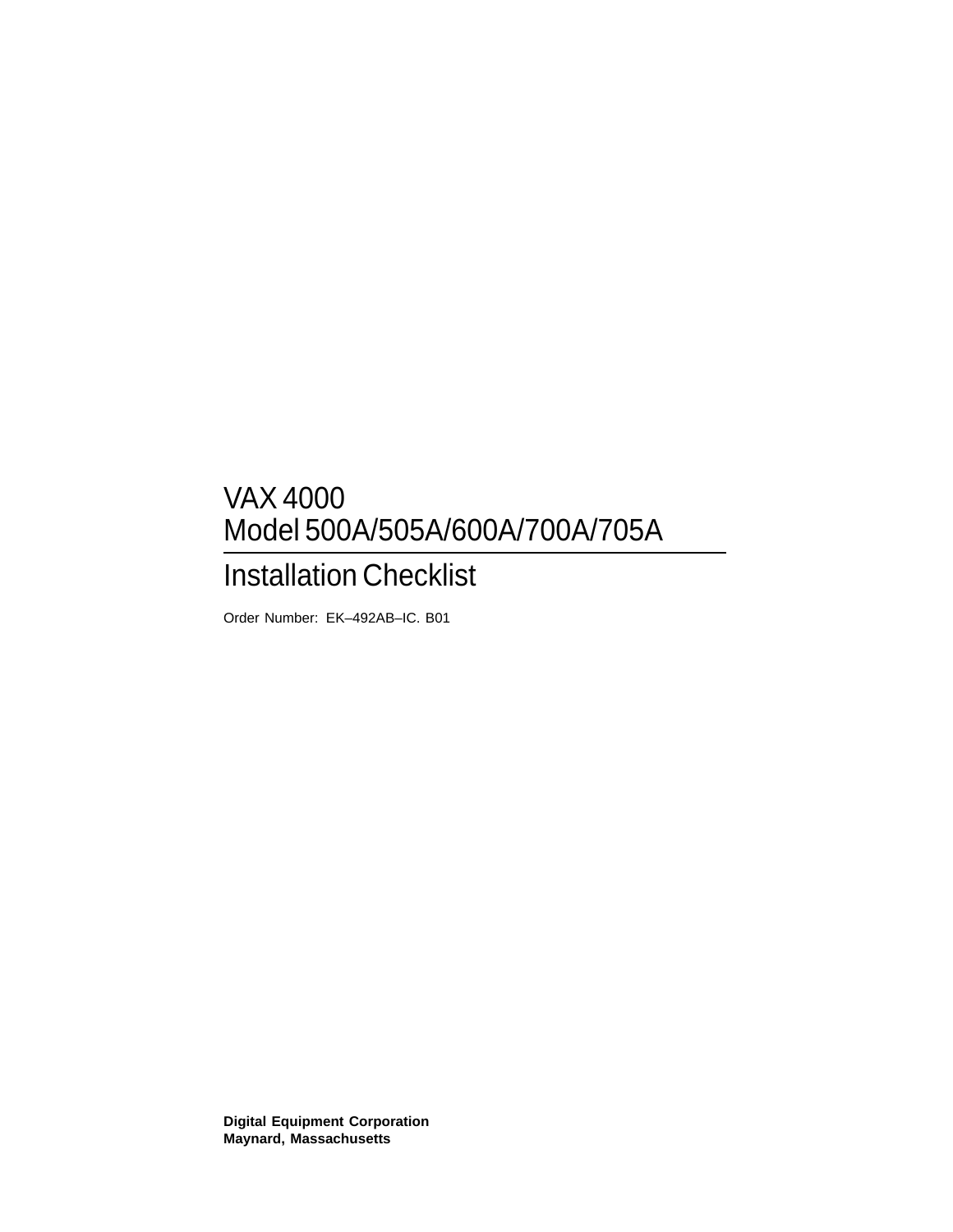# VAX 4000
# Model 500A/505A/600A/700A/705A

## Installation Checklist

Order Number: EK–492AB–IC. B01

**Digital Equipment Corporation**
**Maynard, Massachusetts**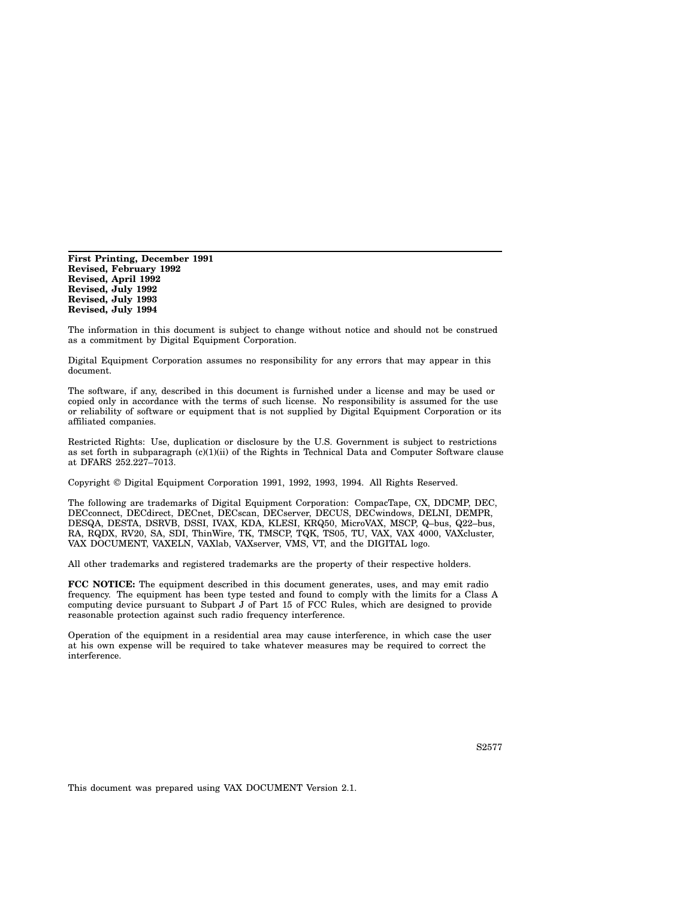**First Printing, December 1991**
**Revised, February 1992**
**Revised, April 1992**
**Revised, July 1992**
**Revised, July 1993**
**Revised, July 1994**

The information in this document is subject to change without notice and should not be construed as a commitment by Digital Equipment Corporation.

Digital Equipment Corporation assumes no responsibility for any errors that may appear in this document.

The software, if any, described in this document is furnished under a license and may be used or copied only in accordance with the terms of such license. No responsibility is assumed for the use or reliability of software or equipment that is not supplied by Digital Equipment Corporation or its affiliated companies.

Restricted Rights: Use, duplication or disclosure by the U.S. Government is subject to restrictions as set forth in subparagraph (c)(1)(ii) of the Rights in Technical Data and Computer Software clause at DFARS 252.227–7013.

Copyright © Digital Equipment Corporation 1991, 1992, 1993, 1994. All Rights Reserved.

The following are trademarks of Digital Equipment Corporation: CompacTape, CX, DDCMP, DEC, DECconnect, DECdirect, DECnet, DECscan, DECserver, DECUS, DECwindows, DELNI, DEMPR, DESQA, DESTA, DSRVB, DSSI, IVAX, KDA, KLESI, KRQ50, MicroVAX, MSCP, Q–bus, Q22–bus, RA, RQDX, RV20, SA, SDI, ThinWire, TK, TMSCP, TQK, TS05, TU, VAX, VAX 4000, VAXcluster, VAX DOCUMENT, VAXELN, VAXlab, VAXserver, VMS, VT, and the DIGITAL logo.

All other trademarks and registered trademarks are the property of their respective holders.

**FCC NOTICE:** The equipment described in this document generates, uses, and may emit radio frequency. The equipment has been type tested and found to comply with the limits for a Class A computing device pursuant to Subpart J of Part 15 of FCC Rules, which are designed to provide reasonable protection against such radio frequency interference.

Operation of the equipment in a residential area may cause interference, in which case the user at his own expense will be required to take whatever measures may be required to correct the interference.

S2577

This document was prepared using VAX DOCUMENT Version 2.1.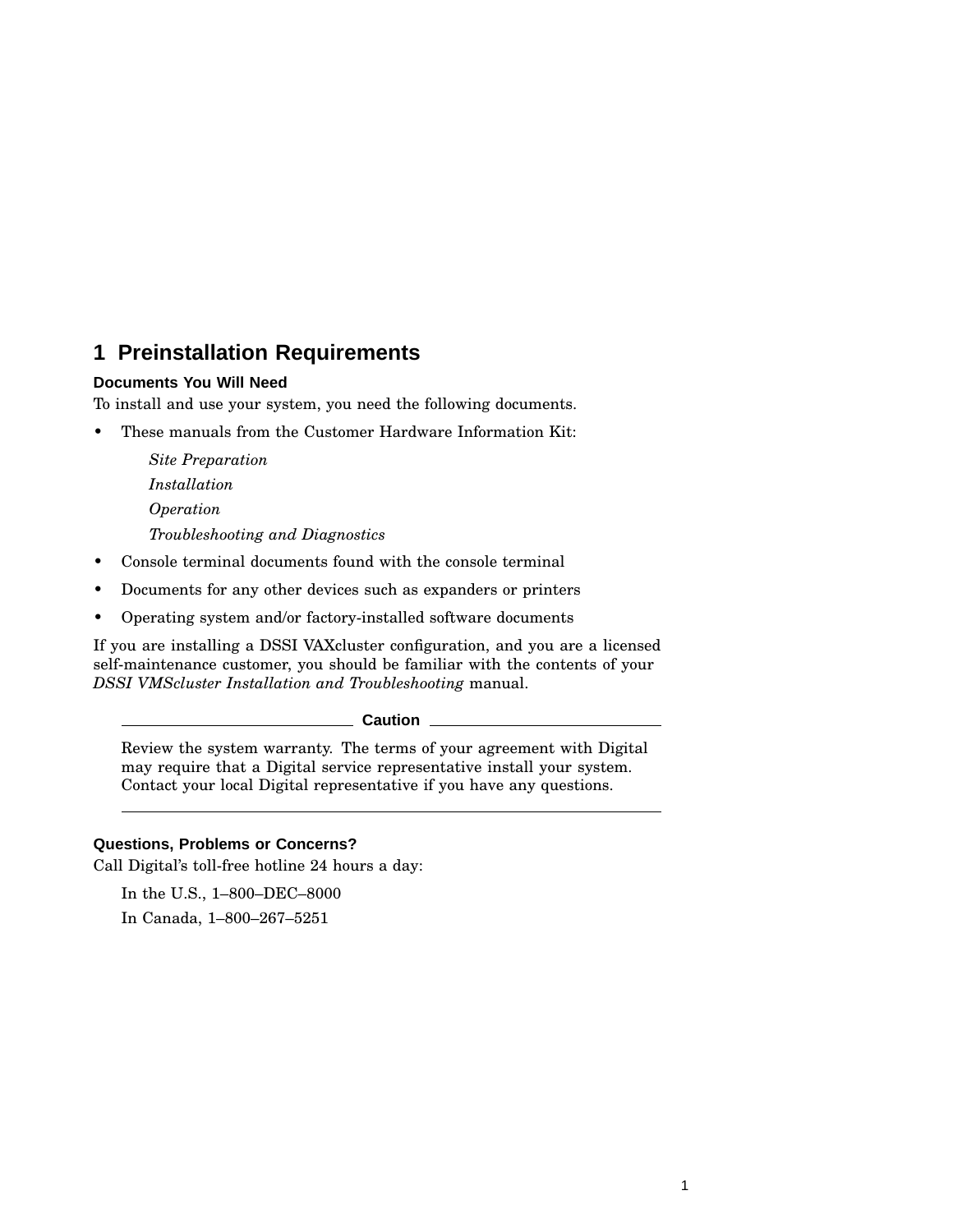# 1 Preinstallation Requirements

### Documents You Will Need

To install and use your system, you need the following documents.

- These manuals from the Customer Hardware Information Kit:

  *Site Preparation*

  *Installation*

  *Operation*

  *Troubleshooting and Diagnostics*

- Console terminal documents found with the console terminal
- Documents for any other devices such as expanders or printers
- Operating system and/or factory-installed software documents

If you are installing a DSSI VAXcluster configuration, and you are a licensed self-maintenance customer, you should be familiar with the contents of your *DSSI VMScluster Installation and Troubleshooting* manual.

> **Caution**
>
> Review the system warranty. The terms of your agreement with Digital may require that a Digital service representative install your system. Contact your local Digital representative if you have any questions.

### Questions, Problems or Concerns?

Call Digital's toll-free hotline 24 hours a day:

In the U.S., 1–800–DEC–8000

In Canada, 1–800–267–5251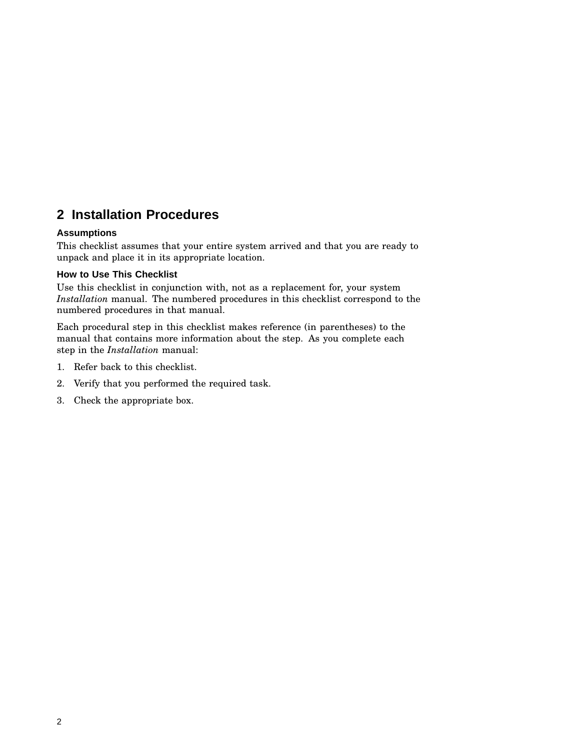# 2 Installation Procedures

### Assumptions

This checklist assumes that your entire system arrived and that you are ready to unpack and place it in its appropriate location.

### How to Use This Checklist

Use this checklist in conjunction with, not as a replacement for, your system *Installation* manual. The numbered procedures in this checklist correspond to the numbered procedures in that manual.

Each procedural step in this checklist makes reference (in parentheses) to the manual that contains more information about the step. As you complete each step in the *Installation* manual:

1. Refer back to this checklist.
2. Verify that you performed the required task.
3. Check the appropriate box.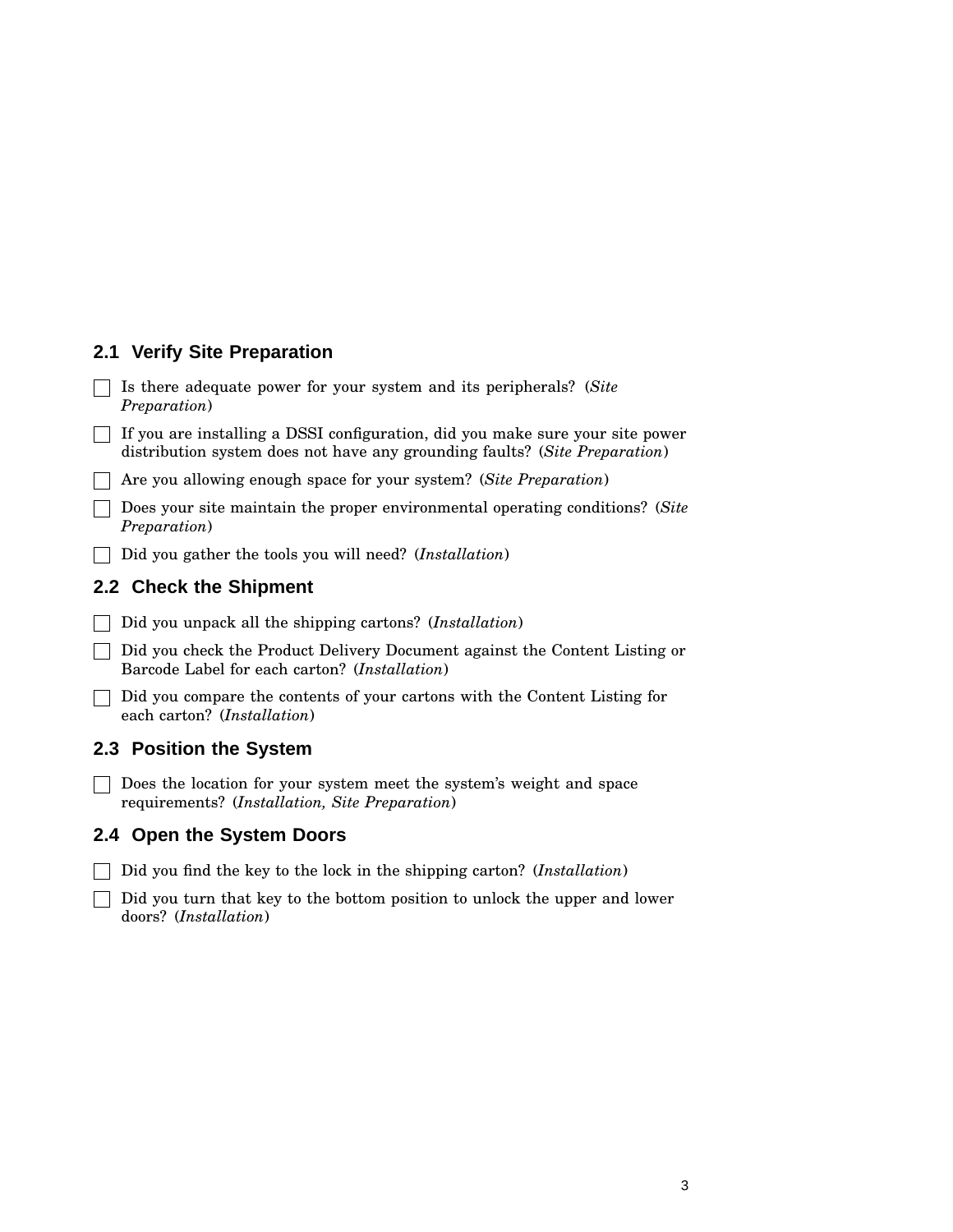## 2.1 Verify Site Preparation

- [ ] Is there adequate power for your system and its peripherals? (*Site Preparation*)
- [ ] If you are installing a DSSI configuration, did you make sure your site power distribution system does not have any grounding faults? (*Site Preparation*)
- [ ] Are you allowing enough space for your system? (*Site Preparation*)
- [ ] Does your site maintain the proper environmental operating conditions? (*Site Preparation*)
- [ ] Did you gather the tools you will need? (*Installation*)

## 2.2 Check the Shipment

- [ ] Did you unpack all the shipping cartons? (*Installation*)
- [ ] Did you check the Product Delivery Document against the Content Listing or Barcode Label for each carton? (*Installation*)
- [ ] Did you compare the contents of your cartons with the Content Listing for each carton? (*Installation*)

## 2.3 Position the System

- [ ] Does the location for your system meet the system's weight and space requirements? (*Installation, Site Preparation*)

## 2.4 Open the System Doors

- [ ] Did you find the key to the lock in the shipping carton? (*Installation*)
- [ ] Did you turn that key to the bottom position to unlock the upper and lower doors? (*Installation*)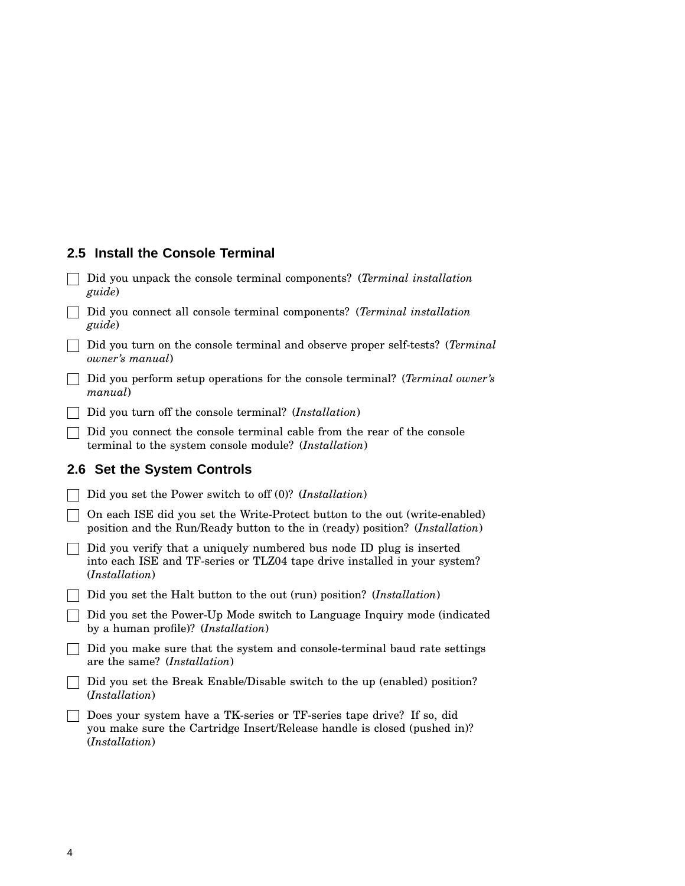## 2.5 Install the Console Terminal

- [ ] Did you unpack the console terminal components? (*Terminal installation guide*)
- [ ] Did you connect all console terminal components? (*Terminal installation guide*)
- [ ] Did you turn on the console terminal and observe proper self-tests? (*Terminal owner's manual*)
- [ ] Did you perform setup operations for the console terminal? (*Terminal owner's manual*)
- [ ] Did you turn off the console terminal? (*Installation*)
- [ ] Did you connect the console terminal cable from the rear of the console terminal to the system console module? (*Installation*)

## 2.6 Set the System Controls

- [ ] Did you set the Power switch to off (0)? (*Installation*)
- [ ] On each ISE did you set the Write-Protect button to the out (write-enabled) position and the Run/Ready button to the in (ready) position? (*Installation*)
- [ ] Did you verify that a uniquely numbered bus node ID plug is inserted into each ISE and TF-series or TLZ04 tape drive installed in your system? (*Installation*)
- [ ] Did you set the Halt button to the out (run) position? (*Installation*)
- [ ] Did you set the Power-Up Mode switch to Language Inquiry mode (indicated by a human profile)? (*Installation*)
- [ ] Did you make sure that the system and console-terminal baud rate settings are the same? (*Installation*)
- [ ] Did you set the Break Enable/Disable switch to the up (enabled) position? (*Installation*)
- [ ] Does your system have a TK-series or TF-series tape drive? If so, did you make sure the Cartridge Insert/Release handle is closed (pushed in)? (*Installation*)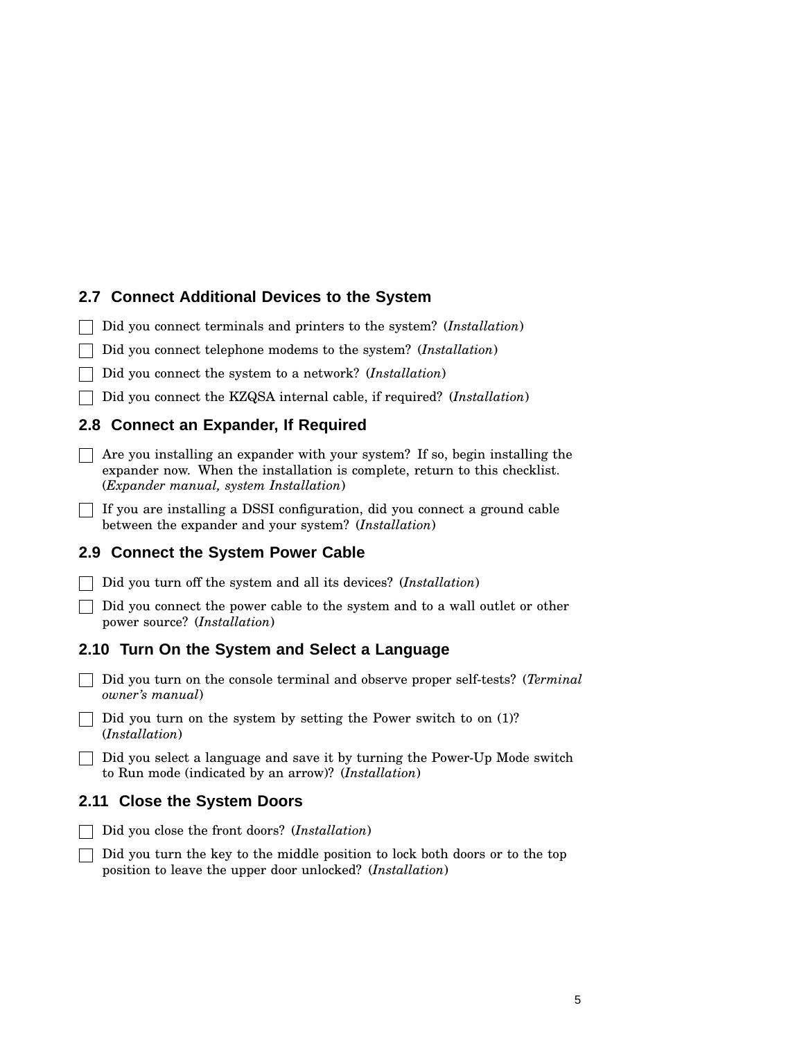## 2.7 Connect Additional Devices to the System

- [ ] Did you connect terminals and printers to the system? (*Installation*)
- [ ] Did you connect telephone modems to the system? (*Installation*)
- [ ] Did you connect the system to a network? (*Installation*)
- [ ] Did you connect the KZQSA internal cable, if required? (*Installation*)

## 2.8 Connect an Expander, If Required

- [ ] Are you installing an expander with your system? If so, begin installing the expander now. When the installation is complete, return to this checklist. (*Expander manual, system Installation*)
- [ ] If you are installing a DSSI configuration, did you connect a ground cable between the expander and your system? (*Installation*)

## 2.9 Connect the System Power Cable

- [ ] Did you turn off the system and all its devices? (*Installation*)
- [ ] Did you connect the power cable to the system and to a wall outlet or other power source? (*Installation*)

## 2.10 Turn On the System and Select a Language

- [ ] Did you turn on the console terminal and observe proper self-tests? (*Terminal owner's manual*)
- [ ] Did you turn on the system by setting the Power switch to on (1)? (*Installation*)
- [ ] Did you select a language and save it by turning the Power-Up Mode switch to Run mode (indicated by an arrow)? (*Installation*)

## 2.11 Close the System Doors

- [ ] Did you close the front doors? (*Installation*)
- [ ] Did you turn the key to the middle position to lock both doors or to the top position to leave the upper door unlocked? (*Installation*)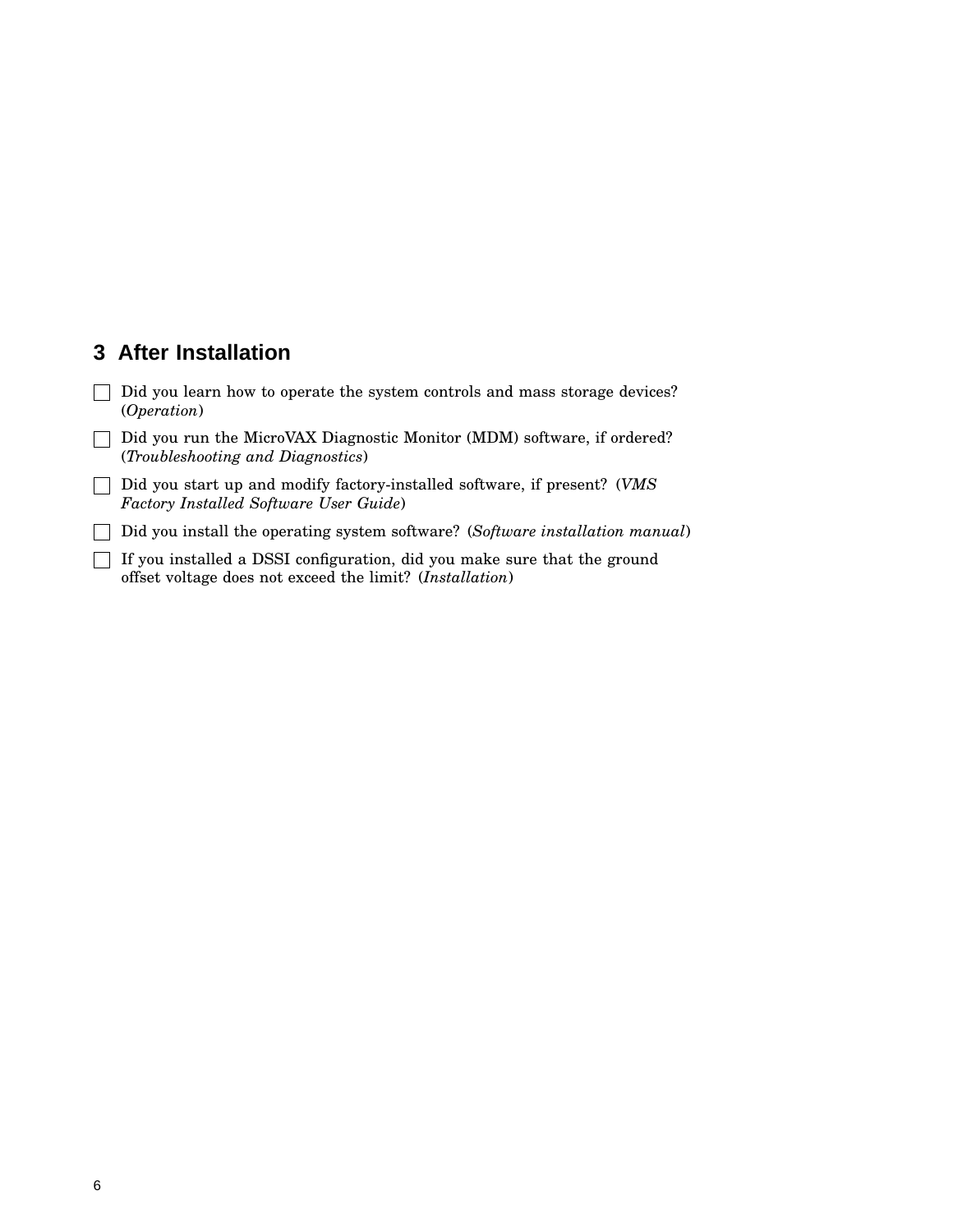## 3 After Installation

- [ ] Did you learn how to operate the system controls and mass storage devices? (*Operation*)
- [ ] Did you run the MicroVAX Diagnostic Monitor (MDM) software, if ordered? (*Troubleshooting and Diagnostics*)
- [ ] Did you start up and modify factory-installed software, if present? (*VMS Factory Installed Software User Guide*)
- [ ] Did you install the operating system software? (*Software installation manual*)
- [ ] If you installed a DSSI configuration, did you make sure that the ground offset voltage does not exceed the limit? (*Installation*)